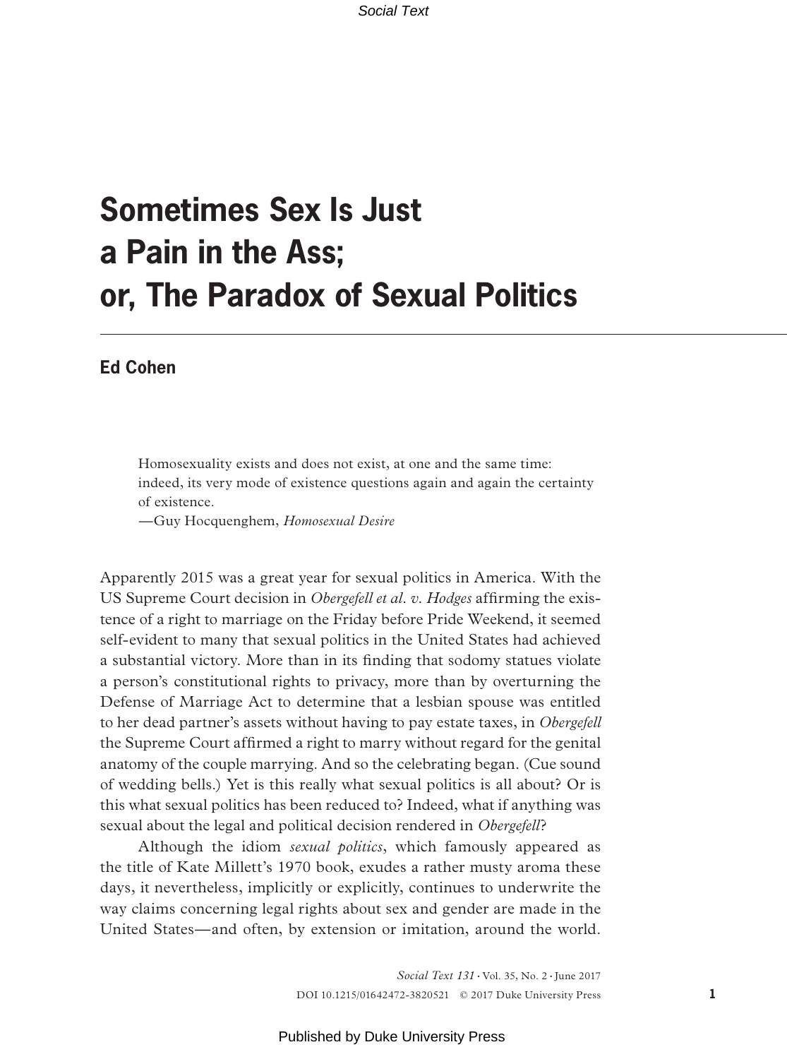# Sometimes Sex Is Just a Pain in the Ass; or, The Paradox of Sexual Politics

**Ed Cohen**

> Homosexuality exists and does not exist, at one and the same time: indeed, its very mode of existence questions again and again the certainty of existence.
>
> —Guy Hocquenghem, *Homosexual Desire*

Apparently 2015 was a great year for sexual politics in America. With the US Supreme Court decision in *Obergefell et al. v. Hodges* affirming the existence of a right to marriage on the Friday before Pride Weekend, it seemed self-evident to many that sexual politics in the United States had achieved a substantial victory. More than in its finding that sodomy statues violate a person's constitutional rights to privacy, more than by overturning the Defense of Marriage Act to determine that a lesbian spouse was entitled to her dead partner's assets without having to pay estate taxes, in *Obergefell* the Supreme Court affirmed a right to marry without regard for the genital anatomy of the couple marrying. And so the celebrating began. (Cue sound of wedding bells.) Yet is this really what sexual politics is all about? Or is this what sexual politics has been reduced to? Indeed, what if anything was sexual about the legal and political decision rendered in *Obergefell*?

Although the idiom *sexual politics*, which famously appeared as the title of Kate Millett's 1970 book, exudes a rather musty aroma these days, it nevertheless, implicitly or explicitly, continues to underwrite the way claims concerning legal rights about sex and gender are made in the United States—and often, by extension or imitation, around the world.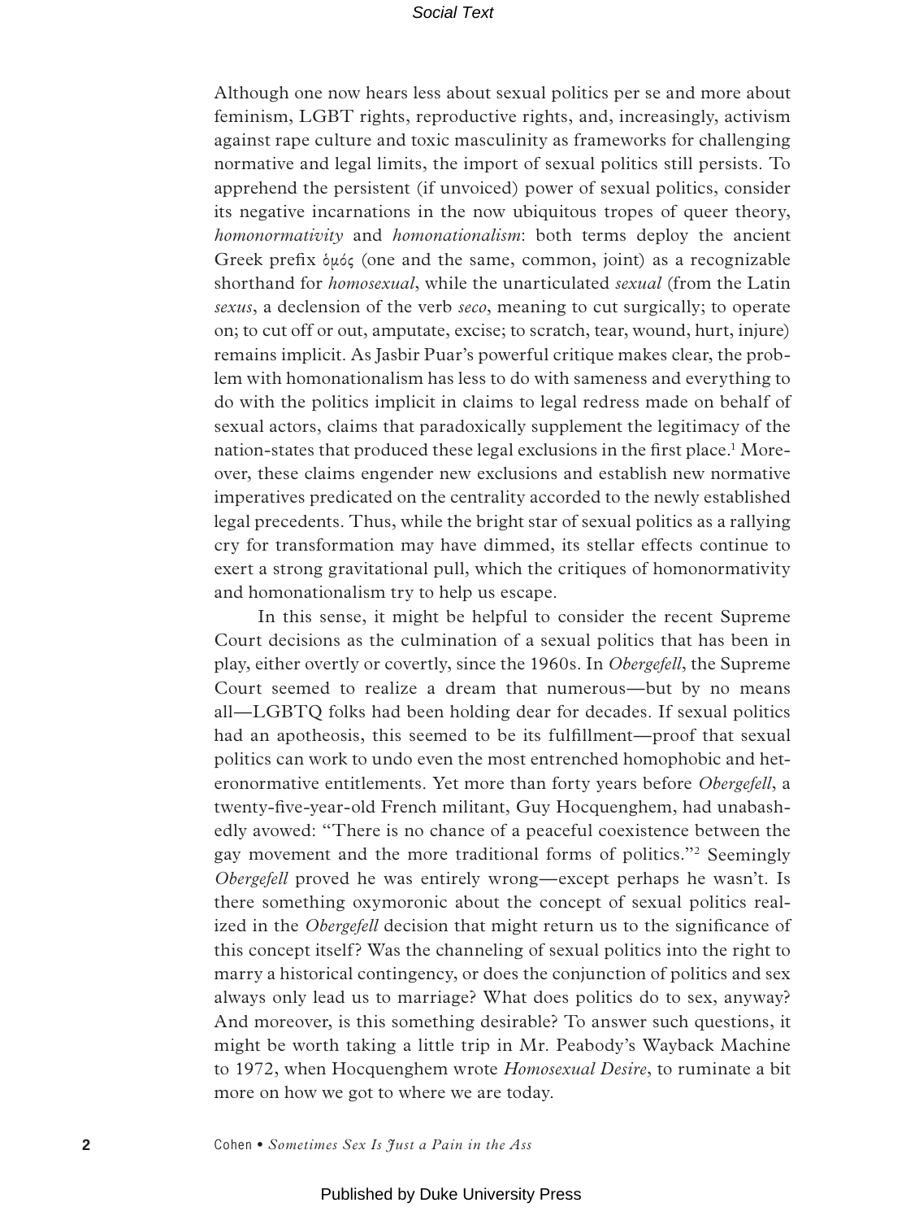Although one now hears less about sexual politics per se and more about feminism, LGBT rights, reproductive rights, and, increasingly, activism against rape culture and toxic masculinity as frameworks for challenging normative and legal limits, the import of sexual politics still persists. To apprehend the persistent (if unvoiced) power of sexual politics, consider its negative incarnations in the now ubiquitous tropes of queer theory, *homonormativity* and *homonationalism*: both terms deploy the ancient Greek prefix ὁμός (one and the same, common, joint) as a recognizable shorthand for *homosexual*, while the unarticulated *sexual* (from the Latin *sexus*, a declension of the verb *seco*, meaning to cut surgically; to operate on; to cut off or out, amputate, excise; to scratch, tear, wound, hurt, injure) remains implicit. As Jasbir Puar's powerful critique makes clear, the problem with homonationalism has less to do with sameness and everything to do with the politics implicit in claims to legal redress made on behalf of sexual actors, claims that paradoxically supplement the legitimacy of the nation-states that produced these legal exclusions in the first place.[1] Moreover, these claims engender new exclusions and establish new normative imperatives predicated on the centrality accorded to the newly established legal precedents. Thus, while the bright star of sexual politics as a rallying cry for transformation may have dimmed, its stellar effects continue to exert a strong gravitational pull, which the critiques of homonormativity and homonationalism try to help us escape.

In this sense, it might be helpful to consider the recent Supreme Court decisions as the culmination of a sexual politics that has been in play, either overtly or covertly, since the 1960s. In *Obergefell*, the Supreme Court seemed to realize a dream that numerous—but by no means all—LGBTQ folks had been holding dear for decades. If sexual politics had an apotheosis, this seemed to be its fulfillment—proof that sexual politics can work to undo even the most entrenched homophobic and heteronormative entitlements. Yet more than forty years before *Obergefell*, a twenty-five-year-old French militant, Guy Hocquenghem, had unabashedly avowed: "There is no chance of a peaceful coexistence between the gay movement and the more traditional forms of politics."[2] Seemingly *Obergefell* proved he was entirely wrong—except perhaps he wasn't. Is there something oxymoronic about the concept of sexual politics realized in the *Obergefell* decision that might return us to the significance of this concept itself? Was the channeling of sexual politics into the right to marry a historical contingency, or does the conjunction of politics and sex always only lead us to marriage? What does politics do to sex, anyway? And moreover, is this something desirable? To answer such questions, it might be worth taking a little trip in Mr. Peabody's Wayback Machine to 1972, when Hocquenghem wrote *Homosexual Desire*, to ruminate a bit more on how we got to where we are today.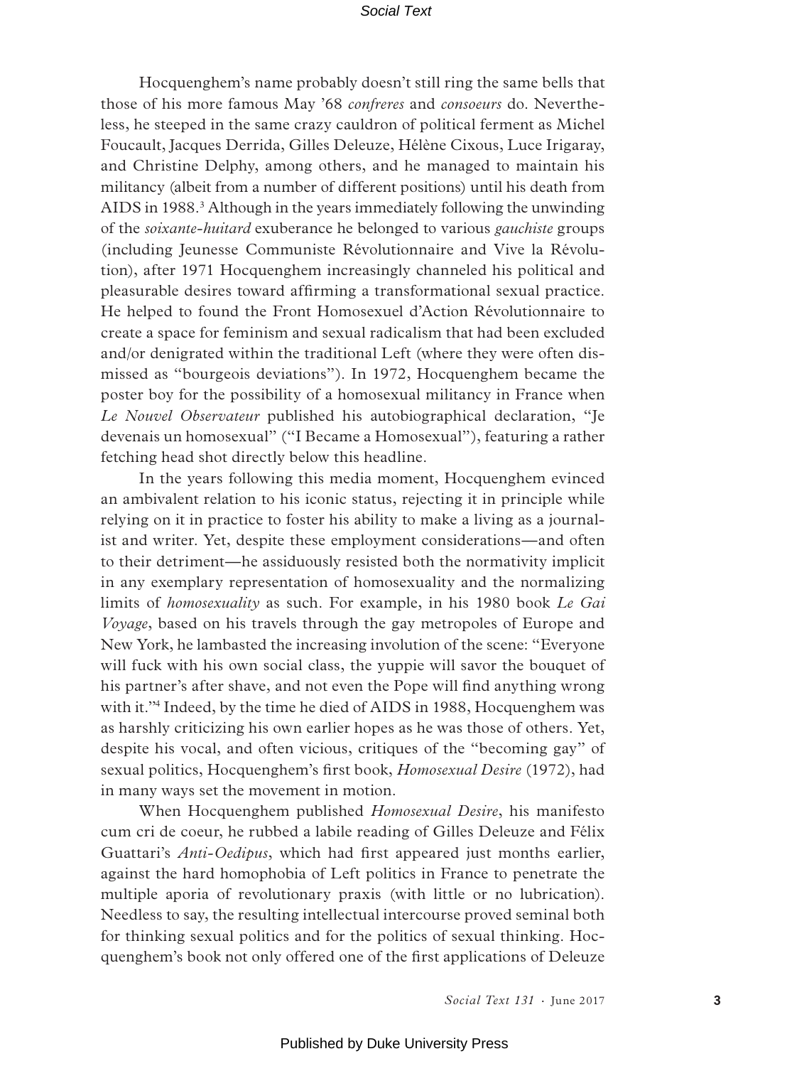Hocquenghem's name probably doesn't still ring the same bells that those of his more famous May '68 *confreres* and *consoeurs* do. Nevertheless, he steeped in the same crazy cauldron of political ferment as Michel Foucault, Jacques Derrida, Gilles Deleuze, Hélène Cixous, Luce Irigaray, and Christine Delphy, among others, and he managed to maintain his militancy (albeit from a number of different positions) until his death from AIDS in 1988.[3] Although in the years immediately following the unwinding of the *soixante-huitard* exuberance he belonged to various *gauchiste* groups (including Jeunesse Communiste Révolutionnaire and Vive la Révolution), after 1971 Hocquenghem increasingly channeled his political and pleasurable desires toward affirming a transformational sexual practice. He helped to found the Front Homosexuel d'Action Révolutionnaire to create a space for feminism and sexual radicalism that had been excluded and/or denigrated within the traditional Left (where they were often dismissed as "bourgeois deviations"). In 1972, Hocquenghem became the poster boy for the possibility of a homosexual militancy in France when *Le Nouvel Observateur* published his autobiographical declaration, "Je devenais un homosexuel" ("I Became a Homosexual"), featuring a rather fetching head shot directly below this headline.

In the years following this media moment, Hocquenghem evinced an ambivalent relation to his iconic status, rejecting it in principle while relying on it in practice to foster his ability to make a living as a journalist and writer. Yet, despite these employment considerations—and often to their detriment—he assiduously resisted both the normativity implicit in any exemplary representation of homosexuality and the normalizing limits of *homosexuality* as such. For example, in his 1980 book *Le Gai Voyage*, based on his travels through the gay metropoles of Europe and New York, he lambasted the increasing involution of the scene: "Everyone will fuck with his own social class, the yuppie will savor the bouquet of his partner's after shave, and not even the Pope will find anything wrong with it."[4] Indeed, by the time he died of AIDS in 1988, Hocquenghem was as harshly criticizing his own earlier hopes as he was those of others. Yet, despite his vocal, and often vicious, critiques of the "becoming gay" of sexual politics, Hocquenghem's first book, *Homosexual Desire* (1972), had in many ways set the movement in motion.

When Hocquenghem published *Homosexual Desire*, his manifesto cum cri de coeur, he rubbed a labile reading of Gilles Deleuze and Félix Guattari's *Anti-Oedipus*, which had first appeared just months earlier, against the hard homophobia of Left politics in France to penetrate the multiple aporia of revolutionary praxis (with little or no lubrication). Needless to say, the resulting intellectual intercourse proved seminal both for thinking sexual politics and for the politics of sexual thinking. Hocquenghem's book not only offered one of the first applications of Deleuze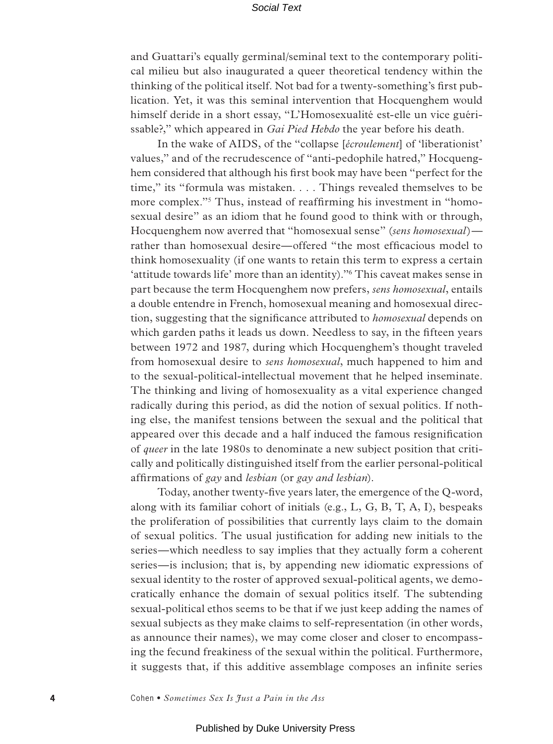and Guattari's equally germinal/seminal text to the contemporary political milieu but also inaugurated a queer theoretical tendency within the thinking of the political itself. Not bad for a twenty-something's first publication. Yet, it was this seminal intervention that Hocquenghem would himself deride in a short essay, "L'Homosexualité est-elle un vice guérissable?," which appeared in *Gai Pied Hebdo* the year before his death.

In the wake of AIDS, of the "collapse [*écroulement*] of 'liberationist' values," and of the recrudescence of "anti-pedophile hatred," Hocquenghem considered that although his first book may have been "perfect for the time," its "formula was mistaken. . . . Things revealed themselves to be more complex."[5] Thus, instead of reaffirming his investment in "homosexual desire" as an idiom that he found good to think with or through, Hocquenghem now averred that "homosexual sense" (*sens homosexual*)—rather than homosexual desire—offered "the most efficacious model to think homosexuality (if one wants to retain this term to express a certain 'attitude towards life' more than an identity)."[6] This caveat makes sense in part because the term Hocquenghem now prefers, *sens homosexual*, entails a double entendre in French, homosexual meaning and homosexual direction, suggesting that the significance attributed to *homosexual* depends on which garden paths it leads us down. Needless to say, in the fifteen years between 1972 and 1987, during which Hocquenghem's thought traveled from homosexual desire to *sens homosexual*, much happened to him and to the sexual-political-intellectual movement that he helped inseminate. The thinking and living of homosexuality as a vital experience changed radically during this period, as did the notion of sexual politics. If nothing else, the manifest tensions between the sexual and the political that appeared over this decade and a half induced the famous resignification of *queer* in the late 1980s to denominate a new subject position that critically and politically distinguished itself from the earlier personal-political affirmations of *gay* and *lesbian* (or *gay and lesbian*).

Today, another twenty-five years later, the emergence of the Q-word, along with its familiar cohort of initials (e.g., L, G, B, T, A, I), bespeaks the proliferation of possibilities that currently lays claim to the domain of sexual politics. The usual justification for adding new initials to the series—which needless to say implies that they actually form a coherent series—is inclusion; that is, by appending new idiomatic expressions of sexual identity to the roster of approved sexual-political agents, we democratically enhance the domain of sexual politics itself. The subtending sexual-political ethos seems to be that if we just keep adding the names of sexual subjects as they make claims to self-representation (in other words, as announce their names), we may come closer and closer to encompassing the fecund freakiness of the sexual within the political. Furthermore, it suggests that, if this additive assemblage composes an infinite series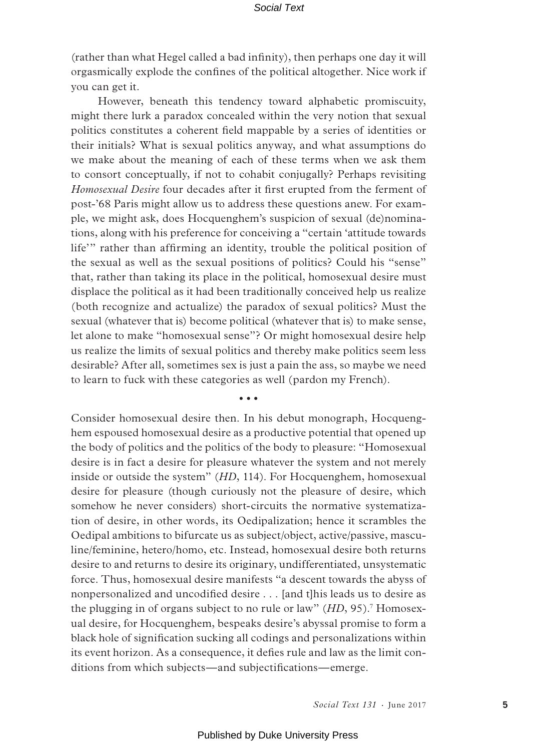(rather than what Hegel called a bad infinity), then perhaps one day it will orgasmically explode the confines of the political altogether. Nice work if you can get it.

However, beneath this tendency toward alphabetic promiscuity, might there lurk a paradox concealed within the very notion that sexual politics constitutes a coherent field mappable by a series of identities or their initials? What is sexual politics anyway, and what assumptions do we make about the meaning of each of these terms when we ask them to consort conceptually, if not to cohabit conjugally? Perhaps revisiting *Homosexual Desire* four decades after it first erupted from the ferment of post-'68 Paris might allow us to address these questions anew. For example, we might ask, does Hocquenghem's suspicion of sexual (de)nominations, along with his preference for conceiving a "certain 'attitude towards life'" rather than affirming an identity, trouble the political position of the sexual as well as the sexual positions of politics? Could his "sense" that, rather than taking its place in the political, homosexual desire must displace the political as it had been traditionally conceived help us realize (both recognize and actualize) the paradox of sexual politics? Must the sexual (whatever that is) become political (whatever that is) to make sense, let alone to make "homosexual sense"? Or might homosexual desire help us realize the limits of sexual politics and thereby make politics seem less desirable? After all, sometimes sex is just a pain the ass, so maybe we need to learn to fuck with these categories as well (pardon my French).

• • •

Consider homosexual desire then. In his debut monograph, Hocquenghem espoused homosexual desire as a productive potential that opened up the body of politics and the politics of the body to pleasure: "Homosexual desire is in fact a desire for pleasure whatever the system and not merely inside or outside the system" (*HD*, 114). For Hocquenghem, homosexual desire for pleasure (though curiously not the pleasure of desire, which somehow he never considers) short-circuits the normative systematization of desire, in other words, its Oedipalization; hence it scrambles the Oedipal ambitions to bifurcate us as subject/object, active/passive, masculine/feminine, hetero/homo, etc. Instead, homosexual desire both returns desire to and returns to desire its originary, undifferentiated, unsystematic force. Thus, homosexual desire manifests "a descent towards the abyss of nonpersonalized and uncodified desire . . . [and t]his leads us to desire as the plugging in of organs subject to no rule or law" (*HD*, 95).[7] Homosexual desire, for Hocquenghem, bespeaks desire's abyssal promise to form a black hole of signification sucking all codings and personalizations within its event horizon. As a consequence, it defies rule and law as the limit conditions from which subjects—and subjectifications—emerge.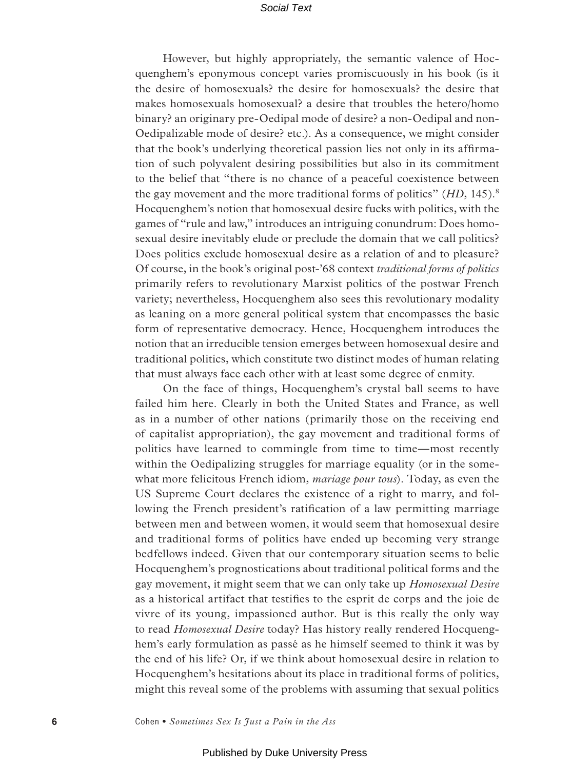However, but highly appropriately, the semantic valence of Hocquenghem's eponymous concept varies promiscuously in his book (is it the desire of homosexuals? the desire for homosexuals? the desire that makes homosexuals homosexual? a desire that troubles the hetero/homo binary? an originary pre-Oedipal mode of desire? a non-Oedipal and non-Oedipalizable mode of desire? etc.). As a consequence, we might consider that the book's underlying theoretical passion lies not only in its affirmation of such polyvalent desiring possibilities but also in its commitment to the belief that "there is no chance of a peaceful coexistence between the gay movement and the more traditional forms of politics" (*HD*, 145).[8] Hocquenghem's notion that homosexual desire fucks with politics, with the games of "rule and law," introduces an intriguing conundrum: Does homosexual desire inevitably elude or preclude the domain that we call politics? Does politics exclude homosexual desire as a relation of and to pleasure? Of course, in the book's original post-'68 context *traditional forms of politics* primarily refers to revolutionary Marxist politics of the postwar French variety; nevertheless, Hocquenghem also sees this revolutionary modality as leaning on a more general political system that encompasses the basic form of representative democracy. Hence, Hocquenghem introduces the notion that an irreducible tension emerges between homosexual desire and traditional politics, which constitute two distinct modes of human relating that must always face each other with at least some degree of enmity.

On the face of things, Hocquenghem's crystal ball seems to have failed him here. Clearly in both the United States and France, as well as in a number of other nations (primarily those on the receiving end of capitalist appropriation), the gay movement and traditional forms of politics have learned to commingle from time to time—most recently within the Oedipalizing struggles for marriage equality (or in the somewhat more felicitous French idiom, *mariage pour tous*). Today, as even the US Supreme Court declares the existence of a right to marry, and following the French president's ratification of a law permitting marriage between men and between women, it would seem that homosexual desire and traditional forms of politics have ended up becoming very strange bedfellows indeed. Given that our contemporary situation seems to belie Hocquenghem's prognostications about traditional political forms and the gay movement, it might seem that we can only take up *Homosexual Desire* as a historical artifact that testifies to the esprit de corps and the joie de vivre of its young, impassioned author. But is this really the only way to read *Homosexual Desire* today? Has history really rendered Hocquenghem's early formulation as passé as he himself seemed to think it was by the end of his life? Or, if we think about homosexual desire in relation to Hocquenghem's hesitations about its place in traditional forms of politics, might this reveal some of the problems with assuming that sexual politics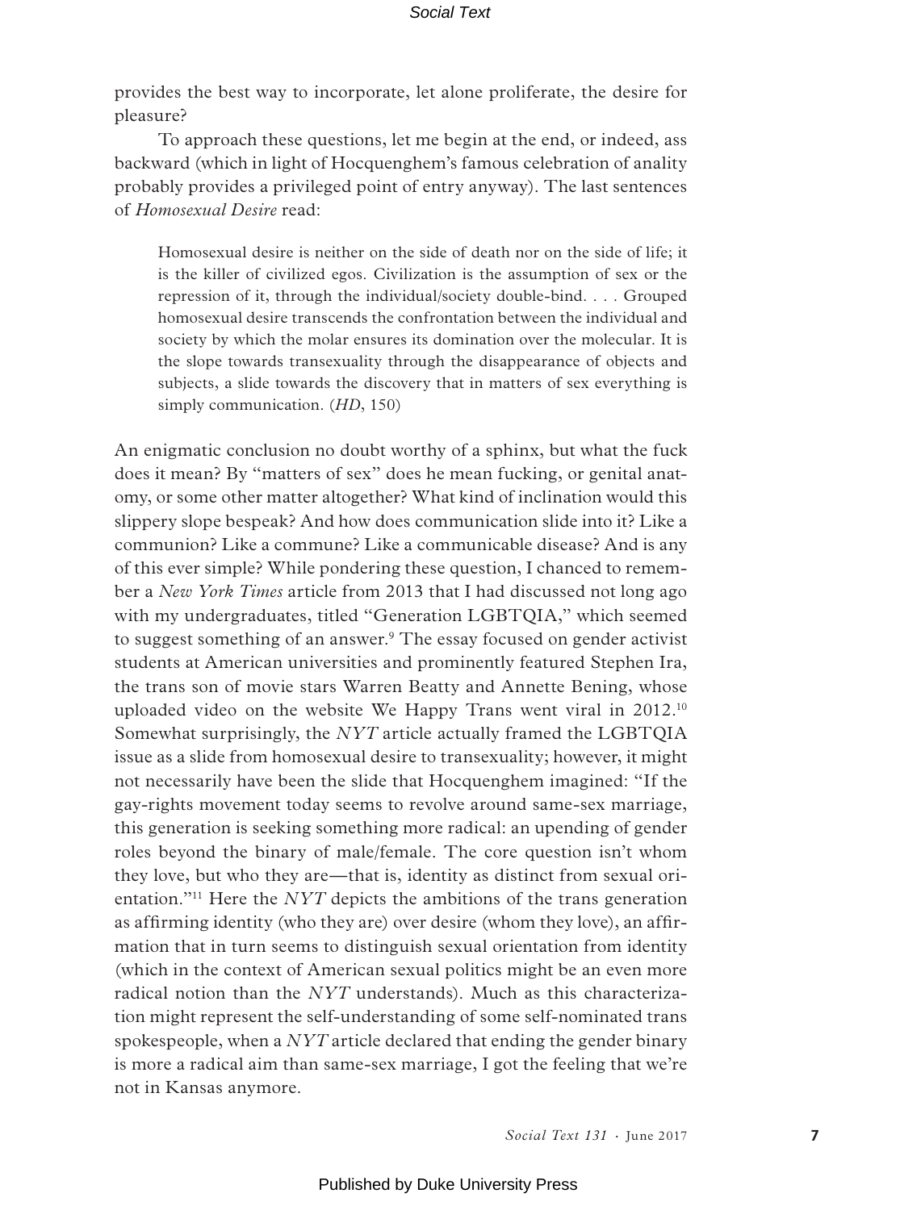provides the best way to incorporate, let alone proliferate, the desire for pleasure?

To approach these questions, let me begin at the end, or indeed, ass backward (which in light of Hocquenghem's famous celebration of anality probably provides a privileged point of entry anyway). The last sentences of *Homosexual Desire* read:

> Homosexual desire is neither on the side of death nor on the side of life; it is the killer of civilized egos. Civilization is the assumption of sex or the repression of it, through the individual/society double-bind. . . . Grouped homosexual desire transcends the confrontation between the individual and society by which the molar ensures its domination over the molecular. It is the slope towards transexuality through the disappearance of objects and subjects, a slide towards the discovery that in matters of sex everything is simply communication. (*HD*, 150)

An enigmatic conclusion no doubt worthy of a sphinx, but what the fuck does it mean? By "matters of sex" does he mean fucking, or genital anatomy, or some other matter altogether? What kind of inclination would this slippery slope bespeak? And how does communication slide into it? Like a communion? Like a commune? Like a communicable disease? And is any of this ever simple? While pondering these question, I chanced to remember a *New York Times* article from 2013 that I had discussed not long ago with my undergraduates, titled "Generation LGBTQIA," which seemed to suggest something of an answer.[9] The essay focused on gender activist students at American universities and prominently featured Stephen Ira, the trans son of movie stars Warren Beatty and Annette Bening, whose uploaded video on the website We Happy Trans went viral in 2012.[10] Somewhat surprisingly, the *NYT* article actually framed the LGBTQIA issue as a slide from homosexual desire to transexuality; however, it might not necessarily have been the slide that Hocquenghem imagined: "If the gay-rights movement today seems to revolve around same-sex marriage, this generation is seeking something more radical: an upending of gender roles beyond the binary of male/female. The core question isn't whom they love, but who they are—that is, identity as distinct from sexual orientation."[11] Here the *NYT* depicts the ambitions of the trans generation as affirming identity (who they are) over desire (whom they love), an affirmation that in turn seems to distinguish sexual orientation from identity (which in the context of American sexual politics might be an even more radical notion than the *NYT* understands). Much as this characterization might represent the self-understanding of some self-nominated trans spokespeople, when a *NYT* article declared that ending the gender binary is more a radical aim than same-sex marriage, I got the feeling that we're not in Kansas anymore.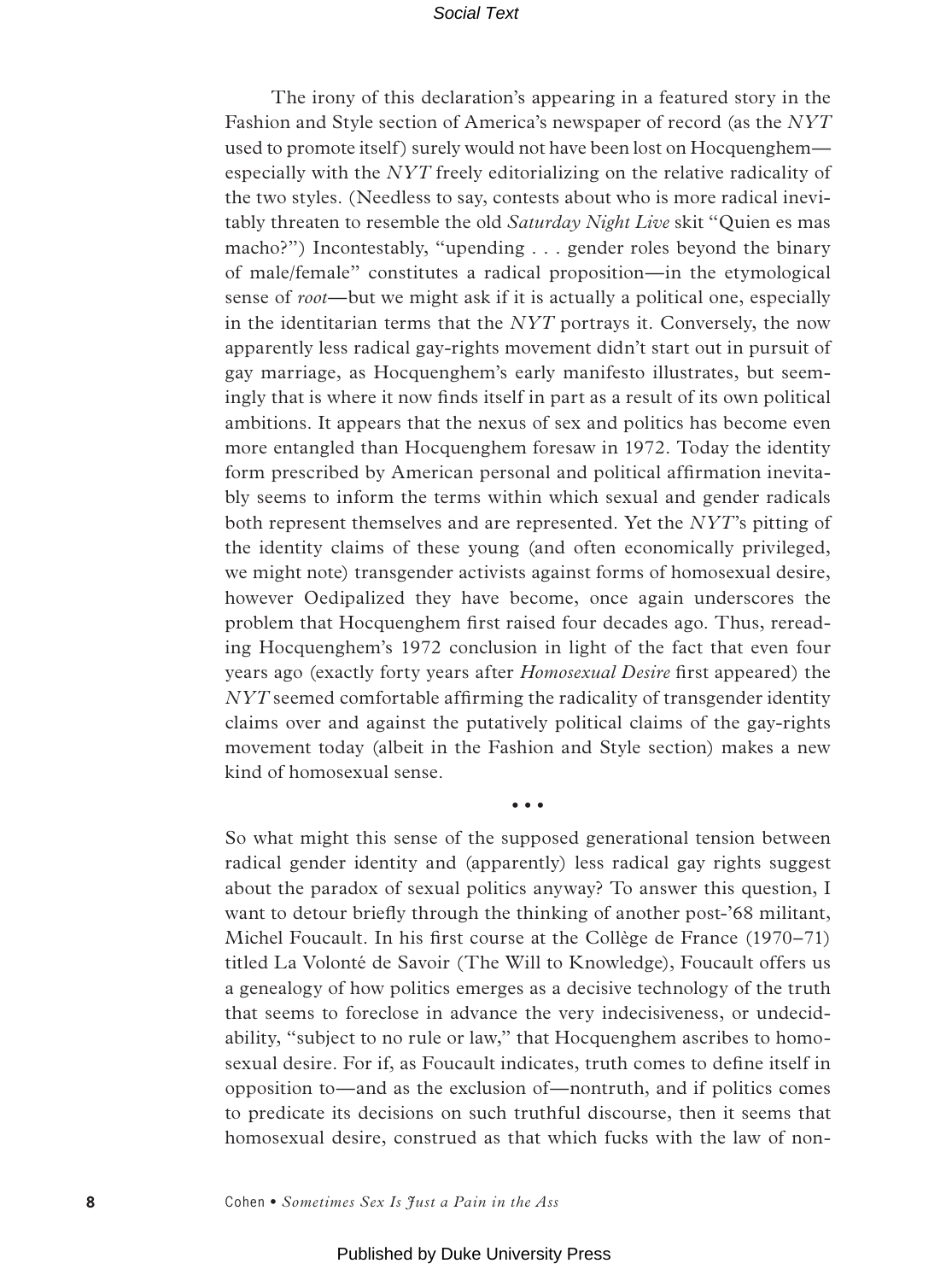The irony of this declaration's appearing in a featured story in the Fashion and Style section of America's newspaper of record (as the *NYT* used to promote itself) surely would not have been lost on Hocquenghem—especially with the *NYT* freely editorializing on the relative radicality of the two styles. (Needless to say, contests about who is more radical inevitably threaten to resemble the old *Saturday Night Live* skit "Quien es mas macho?") Incontestably, "upending . . . gender roles beyond the binary of male/female" constitutes a radical proposition—in the etymological sense of *root*—but we might ask if it is actually a political one, especially in the identitarian terms that the *NYT* portrays it. Conversely, the now apparently less radical gay-rights movement didn't start out in pursuit of gay marriage, as Hocquenghem's early manifesto illustrates, but seemingly that is where it now finds itself in part as a result of its own political ambitions. It appears that the nexus of sex and politics has become even more entangled than Hocquenghem foresaw in 1972. Today the identity form prescribed by American personal and political affirmation inevitably seems to inform the terms within which sexual and gender radicals both represent themselves and are represented. Yet the *NYT*'s pitting of the identity claims of these young (and often economically privileged, we might note) transgender activists against forms of homosexual desire, however Oedipalized they have become, once again underscores the problem that Hocquenghem first raised four decades ago. Thus, rereading Hocquenghem's 1972 conclusion in light of the fact that even four years ago (exactly forty years after *Homosexual Desire* first appeared) the *NYT* seemed comfortable affirming the radicality of transgender identity claims over and against the putatively political claims of the gay-rights movement today (albeit in the Fashion and Style section) makes a new kind of homosexual sense.

• • •

So what might this sense of the supposed generational tension between radical gender identity and (apparently) less radical gay rights suggest about the paradox of sexual politics anyway? To answer this question, I want to detour briefly through the thinking of another post-'68 militant, Michel Foucault. In his first course at the Collège de France (1970–71) titled La Volonté de Savoir (The Will to Knowledge), Foucault offers us a genealogy of how politics emerges as a decisive technology of the truth that seems to foreclose in advance the very indecisiveness, or undecidability, "subject to no rule or law," that Hocquenghem ascribes to homosexual desire. For if, as Foucault indicates, truth comes to define itself in opposition to—and as the exclusion of—nontruth, and if politics comes to predicate its decisions on such truthful discourse, then it seems that homosexual desire, construed as that which fucks with the law of non-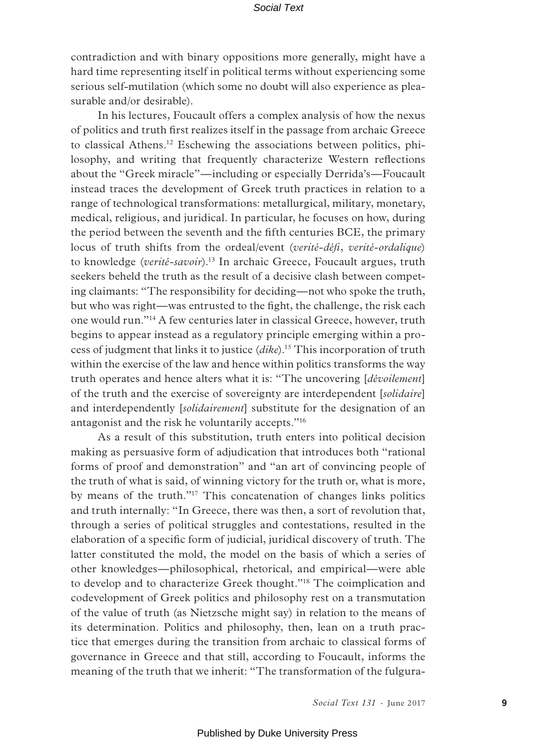contradiction and with binary oppositions more generally, might have a hard time representing itself in political terms without experiencing some serious self-mutilation (which some no doubt will also experience as pleasurable and/or desirable).

In his lectures, Foucault offers a complex analysis of how the nexus of politics and truth first realizes itself in the passage from archaic Greece to classical Athens.[12] Eschewing the associations between politics, philosophy, and writing that frequently characterize Western reflections about the "Greek miracle"—including or especially Derrida's—Foucault instead traces the development of Greek truth practices in relation to a range of technological transformations: metallurgical, military, monetary, medical, religious, and juridical. In particular, he focuses on how, during the period between the seventh and the fifth centuries BCE, the primary locus of truth shifts from the ordeal/event (*verité-défi*, *verité-ordalique*) to knowledge (*verité-savoir*).[13] In archaic Greece, Foucault argues, truth seekers beheld the truth as the result of a decisive clash between competing claimants: "The responsibility for deciding—not who spoke the truth, but who was right—was entrusted to the fight, the challenge, the risk each one would run."[14] A few centuries later in classical Greece, however, truth begins to appear instead as a regulatory principle emerging within a process of judgment that links it to justice (*dike*).[15] This incorporation of truth within the exercise of the law and hence within politics transforms the way truth operates and hence alters what it is: "The uncovering [*dévoilement*] of the truth and the exercise of sovereignty are interdependent [*solidaire*] and interdependently [*solidairement*] substitute for the designation of an antagonist and the risk he voluntarily accepts."[16]

As a result of this substitution, truth enters into political decision making as persuasive form of adjudication that introduces both "rational forms of proof and demonstration" and "an art of convincing people of the truth of what is said, of winning victory for the truth or, what is more, by means of the truth."[17] This concatenation of changes links politics and truth internally: "In Greece, there was then, a sort of revolution that, through a series of political struggles and contestations, resulted in the elaboration of a specific form of judicial, juridical discovery of truth. The latter constituted the mold, the model on the basis of which a series of other knowledges—philosophical, rhetorical, and empirical—were able to develop and to characterize Greek thought."[18] The coimplication and codevelopment of Greek politics and philosophy rest on a transmutation of the value of truth (as Nietzsche might say) in relation to the means of its determination. Politics and philosophy, then, lean on a truth practice that emerges during the transition from archaic to classical forms of governance in Greece and that still, according to Foucault, informs the meaning of the truth that we inherit: "The transformation of the fulgura-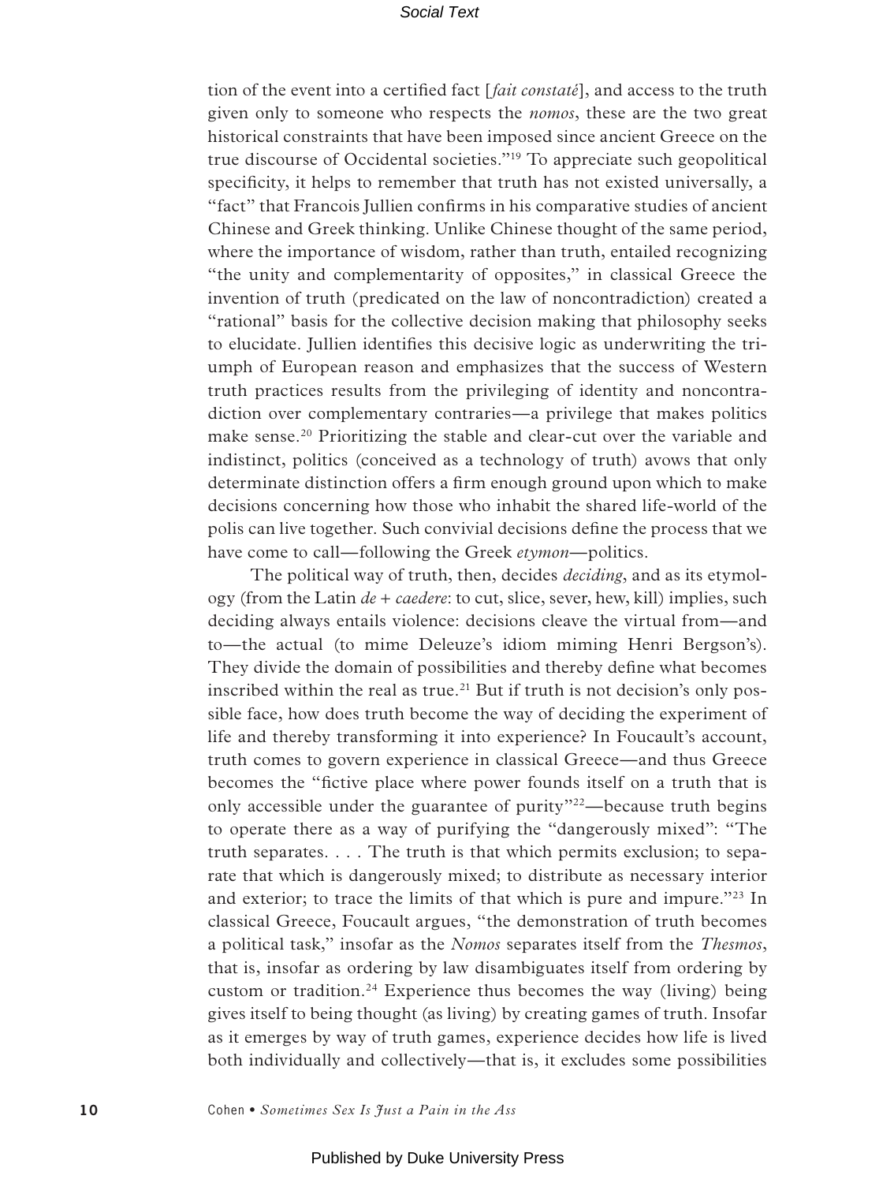tion of the event into a certified fact [*fait constaté*], and access to the truth given only to someone who respects the *nomos*, these are the two great historical constraints that have been imposed since ancient Greece on the true discourse of Occidental societies."[19] To appreciate such geopolitical specificity, it helps to remember that truth has not existed universally, a "fact" that Francois Jullien confirms in his comparative studies of ancient Chinese and Greek thinking. Unlike Chinese thought of the same period, where the importance of wisdom, rather than truth, entailed recognizing "the unity and complementarity of opposites," in classical Greece the invention of truth (predicated on the law of noncontradiction) created a "rational" basis for the collective decision making that philosophy seeks to elucidate. Jullien identifies this decisive logic as underwriting the triumph of European reason and emphasizes that the success of Western truth practices results from the privileging of identity and noncontradiction over complementary contraries—a privilege that makes politics make sense.[20] Prioritizing the stable and clear-cut over the variable and indistinct, politics (conceived as a technology of truth) avows that only determinate distinction offers a firm enough ground upon which to make decisions concerning how those who inhabit the shared life-world of the polis can live together. Such convivial decisions define the process that we have come to call—following the Greek *etymon*—politics.

The political way of truth, then, decides *deciding*, and as its etymology (from the Latin *de* + *caedere*: to cut, slice, sever, hew, kill) implies, such deciding always entails violence: decisions cleave the virtual from—and to—the actual (to mime Deleuze's idiom miming Henri Bergson's). They divide the domain of possibilities and thereby define what becomes inscribed within the real as true.[21] But if truth is not decision's only possible face, how does truth become the way of deciding the experiment of life and thereby transforming it into experience? In Foucault's account, truth comes to govern experience in classical Greece—and thus Greece becomes the "fictive place where power founds itself on a truth that is only accessible under the guarantee of purity"[22]—because truth begins to operate there as a way of purifying the "dangerously mixed": "The truth separates. . . . The truth is that which permits exclusion; to separate that which is dangerously mixed; to distribute as necessary interior and exterior; to trace the limits of that which is pure and impure."[23] In classical Greece, Foucault argues, "the demonstration of truth becomes a political task," insofar as the *Nomos* separates itself from the *Thesmos*, that is, insofar as ordering by law disambiguates itself from ordering by custom or tradition.[24] Experience thus becomes the way (living) being gives itself to being thought (as living) by creating games of truth. Insofar as it emerges by way of truth games, experience decides how life is lived both individually and collectively—that is, it excludes some possibilities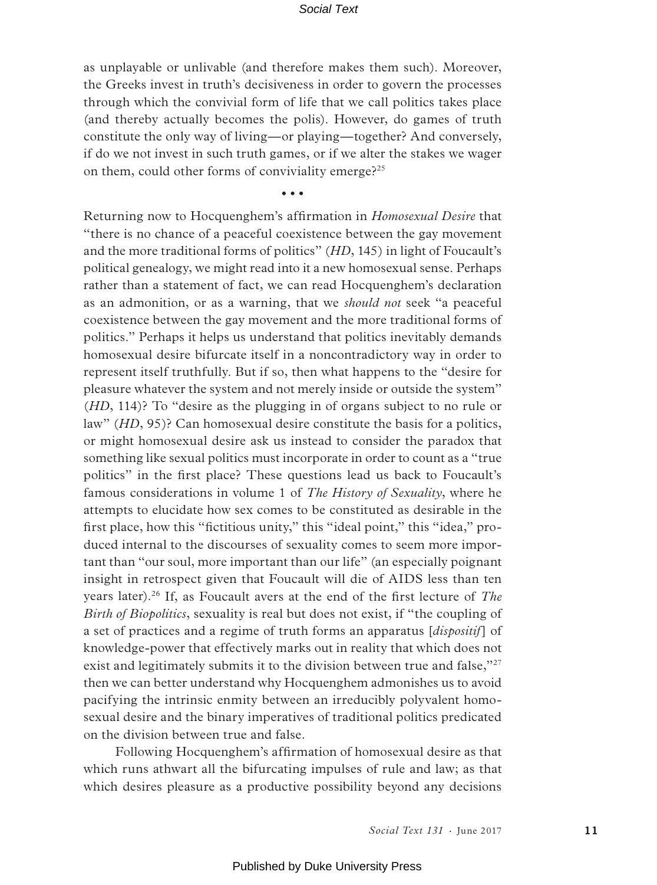as unplayable or unlivable (and therefore makes them such). Moreover, the Greeks invest in truth's decisiveness in order to govern the processes through which the convivial form of life that we call politics takes place (and thereby actually becomes the polis). However, do games of truth constitute the only way of living—or playing—together? And conversely, if do we not invest in such truth games, or if we alter the stakes we wager on them, could other forms of conviviality emerge?[25]

• • •

Returning now to Hocquenghem's affirmation in *Homosexual Desire* that "there is no chance of a peaceful coexistence between the gay movement and the more traditional forms of politics" (*HD*, 145) in light of Foucault's political genealogy, we might read into it a new homosexual sense. Perhaps rather than a statement of fact, we can read Hocquenghem's declaration as an admonition, or as a warning, that we *should not* seek "a peaceful coexistence between the gay movement and the more traditional forms of politics." Perhaps it helps us understand that politics inevitably demands homosexual desire bifurcate itself in a noncontradictory way in order to represent itself truthfully. But if so, then what happens to the "desire for pleasure whatever the system and not merely inside or outside the system" (*HD*, 114)? To "desire as the plugging in of organs subject to no rule or law" (*HD*, 95)? Can homosexual desire constitute the basis for a politics, or might homosexual desire ask us instead to consider the paradox that something like sexual politics must incorporate in order to count as a "true politics" in the first place? These questions lead us back to Foucault's famous considerations in volume 1 of *The History of Sexuality*, where he attempts to elucidate how sex comes to be constituted as desirable in the first place, how this "fictitious unity," this "ideal point," this "idea," produced internal to the discourses of sexuality comes to seem more important than "our soul, more important than our life" (an especially poignant insight in retrospect given that Foucault will die of AIDS less than ten years later).[26] If, as Foucault avers at the end of the first lecture of *The Birth of Biopolitics*, sexuality is real but does not exist, if "the coupling of a set of practices and a regime of truth forms an apparatus [*dispositif*] of knowledge-power that effectively marks out in reality that which does not exist and legitimately submits it to the division between true and false,"[27] then we can better understand why Hocquenghem admonishes us to avoid pacifying the intrinsic enmity between an irreducibly polyvalent homosexual desire and the binary imperatives of traditional politics predicated on the division between true and false.

Following Hocquenghem's affirmation of homosexual desire as that which runs athwart all the bifurcating impulses of rule and law; as that which desires pleasure as a productive possibility beyond any decisions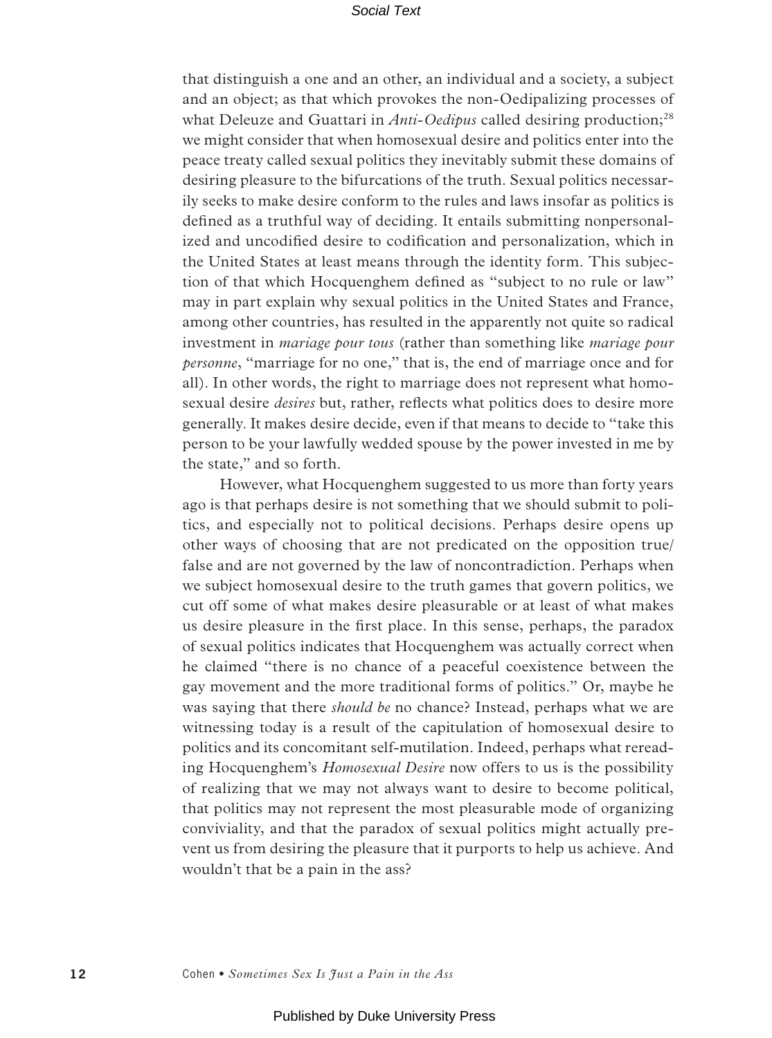that distinguish a one and an other, an individual and a society, a subject and an object; as that which provokes the non-Oedipalizing processes of what Deleuze and Guattari in *Anti-Oedipus* called desiring production;[28] we might consider that when homosexual desire and politics enter into the peace treaty called sexual politics they inevitably submit these domains of desiring pleasure to the bifurcations of the truth. Sexual politics necessarily seeks to make desire conform to the rules and laws insofar as politics is defined as a truthful way of deciding. It entails submitting nonpersonalized and uncodified desire to codification and personalization, which in the United States at least means through the identity form. This subjection of that which Hocquenghem defined as "subject to no rule or law" may in part explain why sexual politics in the United States and France, among other countries, has resulted in the apparently not quite so radical investment in *mariage pour tous* (rather than something like *mariage pour personne*, "marriage for no one," that is, the end of marriage once and for all). In other words, the right to marriage does not represent what homosexual desire *desires* but, rather, reflects what politics does to desire more generally. It makes desire decide, even if that means to decide to "take this person to be your lawfully wedded spouse by the power invested in me by the state," and so forth.

However, what Hocquenghem suggested to us more than forty years ago is that perhaps desire is not something that we should submit to politics, and especially not to political decisions. Perhaps desire opens up other ways of choosing that are not predicated on the opposition true/false and are not governed by the law of noncontradiction. Perhaps when we subject homosexual desire to the truth games that govern politics, we cut off some of what makes desire pleasurable or at least of what makes us desire pleasure in the first place. In this sense, perhaps, the paradox of sexual politics indicates that Hocquenghem was actually correct when he claimed "there is no chance of a peaceful coexistence between the gay movement and the more traditional forms of politics." Or, maybe he was saying that there *should be* no chance? Instead, perhaps what we are witnessing today is a result of the capitulation of homosexual desire to politics and its concomitant self-mutilation. Indeed, perhaps what rereading Hocquenghem's *Homosexual Desire* now offers to us is the possibility of realizing that we may not always want to desire to become political, that politics may not represent the most pleasurable mode of organizing conviviality, and that the paradox of sexual politics might actually prevent us from desiring the pleasure that it purports to help us achieve. And wouldn't that be a pain in the ass?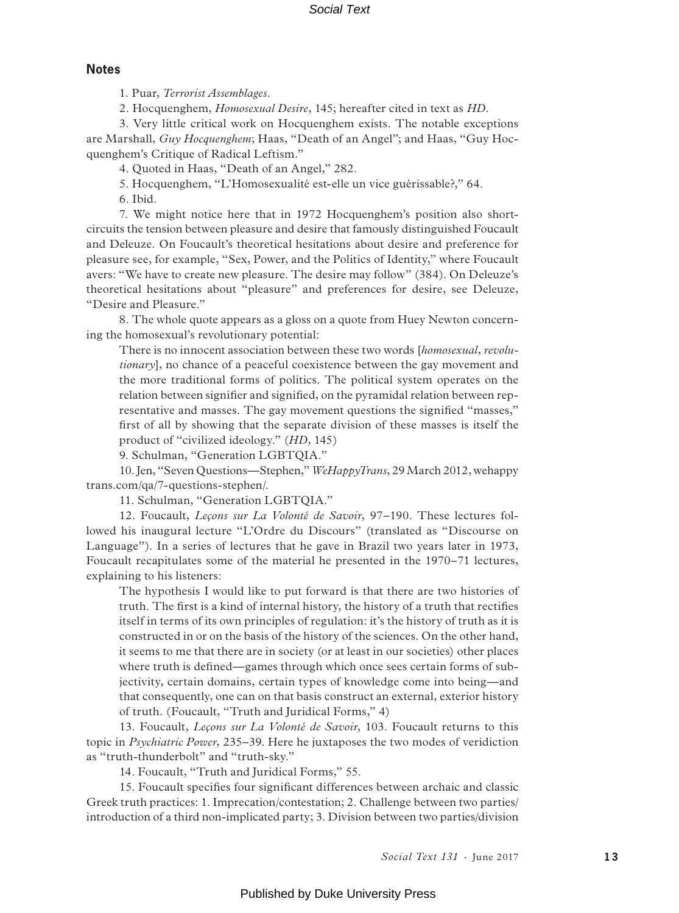## Notes

1. Puar, *Terrorist Assemblages*.

2. Hocquenghem, *Homosexual Desire*, 145; hereafter cited in text as *HD*.

3. Very little critical work on Hocquenghem exists. The notable exceptions are Marshall, *Guy Hocquenghem*; Haas, "Death of an Angel"; and Haas, "Guy Hocquenghem's Critique of Radical Leftism."

4. Quoted in Haas, "Death of an Angel," 282.

5. Hocquenghem, "L'Homosexualité est-elle un vice guérissable?," 64.

6. Ibid.

7. We might notice here that in 1972 Hocquenghem's position also short-circuits the tension between pleasure and desire that famously distinguished Foucault and Deleuze. On Foucault's theoretical hesitations about desire and preference for pleasure see, for example, "Sex, Power, and the Politics of Identity," where Foucault avers: "We have to create new pleasure. The desire may follow" (384). On Deleuze's theoretical hesitations about "pleasure" and preferences for desire, see Deleuze, "Desire and Pleasure."

8. The whole quote appears as a gloss on a quote from Huey Newton concerning the homosexual's revolutionary potential:

> There is no innocent association between these two words [*homosexual*, *revolutionary*], no chance of a peaceful coexistence between the gay movement and the more traditional forms of politics. The political system operates on the relation between signifier and signified, on the pyramidal relation between representative and masses. The gay movement questions the signified "masses," first of all by showing that the separate division of these masses is itself the product of "civilized ideology." (*HD*, 145)

9. Schulman, "Generation LGBTQIA."

10. Jen, "Seven Questions—Stephen," *WeHappyTrans*, 29 March 2012, wehappytrans.com/qa/7-questions-stephen/.

11. Schulman, "Generation LGBTQIA."

12. Foucault, *Leçons sur La Volonté de Savoir*, 97–190. These lectures followed his inaugural lecture "L'Ordre du Discours" (translated as "Discourse on Language"). In a series of lectures that he gave in Brazil two years later in 1973, Foucault recapitulates some of the material he presented in the 1970–71 lectures, explaining to his listeners:

> The hypothesis I would like to put forward is that there are two histories of truth. The first is a kind of internal history, the history of a truth that rectifies itself in terms of its own principles of regulation: it's the history of truth as it is constructed in or on the basis of the history of the sciences. On the other hand, it seems to me that there are in society (or at least in our societies) other places where truth is defined—games through which once sees certain forms of subjectivity, certain domains, certain types of knowledge come into being—and that consequently, one can on that basis construct an external, exterior history of truth. (Foucault, "Truth and Juridical Forms," 4)

13. Foucault, *Leçons sur La Volonté de Savoir*, 103. Foucault returns to this topic in *Psychiatric Power*, 235–39. Here he juxtaposes the two modes of veridiction as "truth-thunderbolt" and "truth-sky."

14. Foucault, "Truth and Juridical Forms," 55.

15. Foucault specifies four significant differences between archaic and classic Greek truth practices: 1. Imprecation/contestation; 2. Challenge between two parties/introduction of a third non-implicated party; 3. Division between two parties/division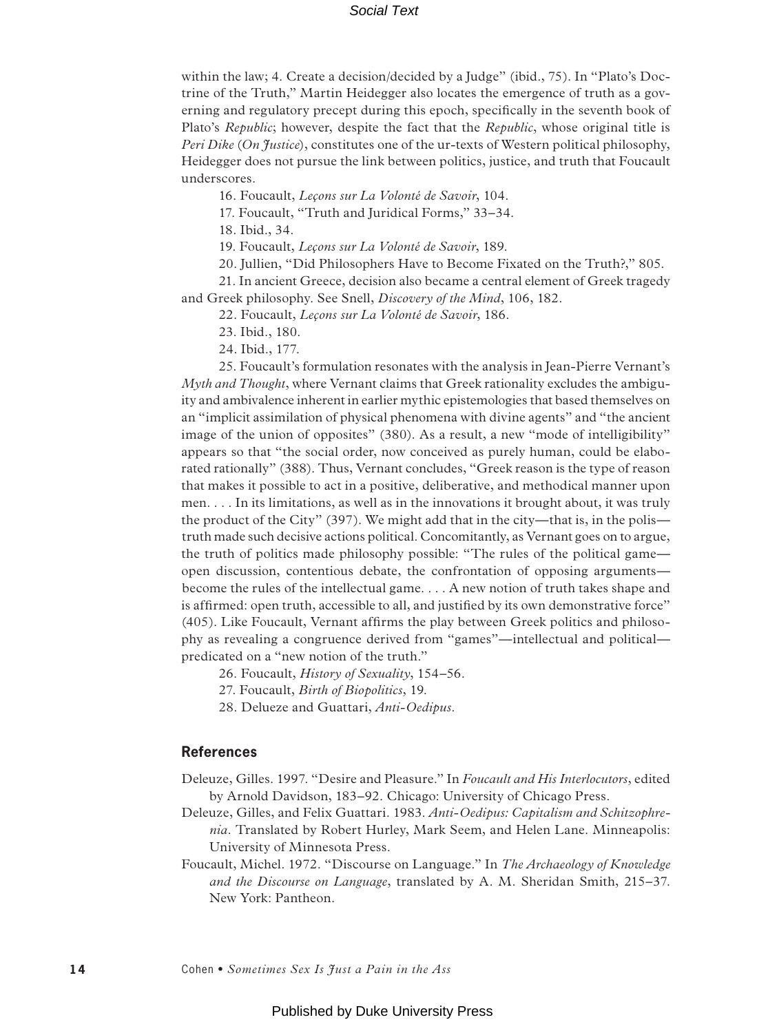within the law; 4. Create a decision/decided by a Judge" (ibid., 75). In "Plato's Doctrine of the Truth," Martin Heidegger also locates the emergence of truth as a governing and regulatory precept during this epoch, specifically in the seventh book of Plato's *Republic*; however, despite the fact that the *Republic*, whose original title is *Peri Dike* (*On Justice*), constitutes one of the ur-texts of Western political philosophy, Heidegger does not pursue the link between politics, justice, and truth that Foucault underscores.

16. Foucault, *Leçons sur La Volonté de Savoir*, 104.

17. Foucault, "Truth and Juridical Forms," 33–34.

18. Ibid., 34.

19. Foucault, *Leçons sur La Volonté de Savoir*, 189.

20. Jullien, "Did Philosophers Have to Become Fixated on the Truth?," 805.

21. In ancient Greece, decision also became a central element of Greek tragedy and Greek philosophy. See Snell, *Discovery of the Mind*, 106, 182.

22. Foucault, *Leçons sur La Volonté de Savoir*, 186.

23. Ibid., 180.

24. Ibid., 177.

25. Foucault's formulation resonates with the analysis in Jean-Pierre Vernant's *Myth and Thought*, where Vernant claims that Greek rationality excludes the ambiguity and ambivalence inherent in earlier mythic epistemologies that based themselves on an "implicit assimilation of physical phenomena with divine agents" and "the ancient image of the union of opposites" (380). As a result, a new "mode of intelligibility" appears so that "the social order, now conceived as purely human, could be elaborated rationally" (388). Thus, Vernant concludes, "Greek reason is the type of reason that makes it possible to act in a positive, deliberative, and methodical manner upon men. . . . In its limitations, as well as in the innovations it brought about, it was truly the product of the City" (397). We might add that in the city—that is, in the polis—truth made such decisive actions political. Concomitantly, as Vernant goes on to argue, the truth of politics made philosophy possible: "The rules of the political game—open discussion, contentious debate, the confrontation of opposing arguments—become the rules of the intellectual game. . . . A new notion of truth takes shape and is affirmed: open truth, accessible to all, and justified by its own demonstrative force" (405). Like Foucault, Vernant affirms the play between Greek politics and philosophy as revealing a congruence derived from "games"—intellectual and political—predicated on a "new notion of the truth."

26. Foucault, *History of Sexuality*, 154–56.

27. Foucault, *Birth of Biopolitics*, 19.

28. Delueze and Guattari, *Anti-Oedipus*.

## References

Deleuze, Gilles. 1997. "Desire and Pleasure." In *Foucault and His Interlocutors*, edited by Arnold Davidson, 183–92. Chicago: University of Chicago Press.

Deleuze, Gilles, and Felix Guattari. 1983. *Anti-Oedipus: Capitalism and Schitzophrenia*. Translated by Robert Hurley, Mark Seem, and Helen Lane. Minneapolis: University of Minnesota Press.

Foucault, Michel. 1972. "Discourse on Language." In *The Archaeology of Knowledge and the Discourse on Language*, translated by A. M. Sheridan Smith, 215–37. New York: Pantheon.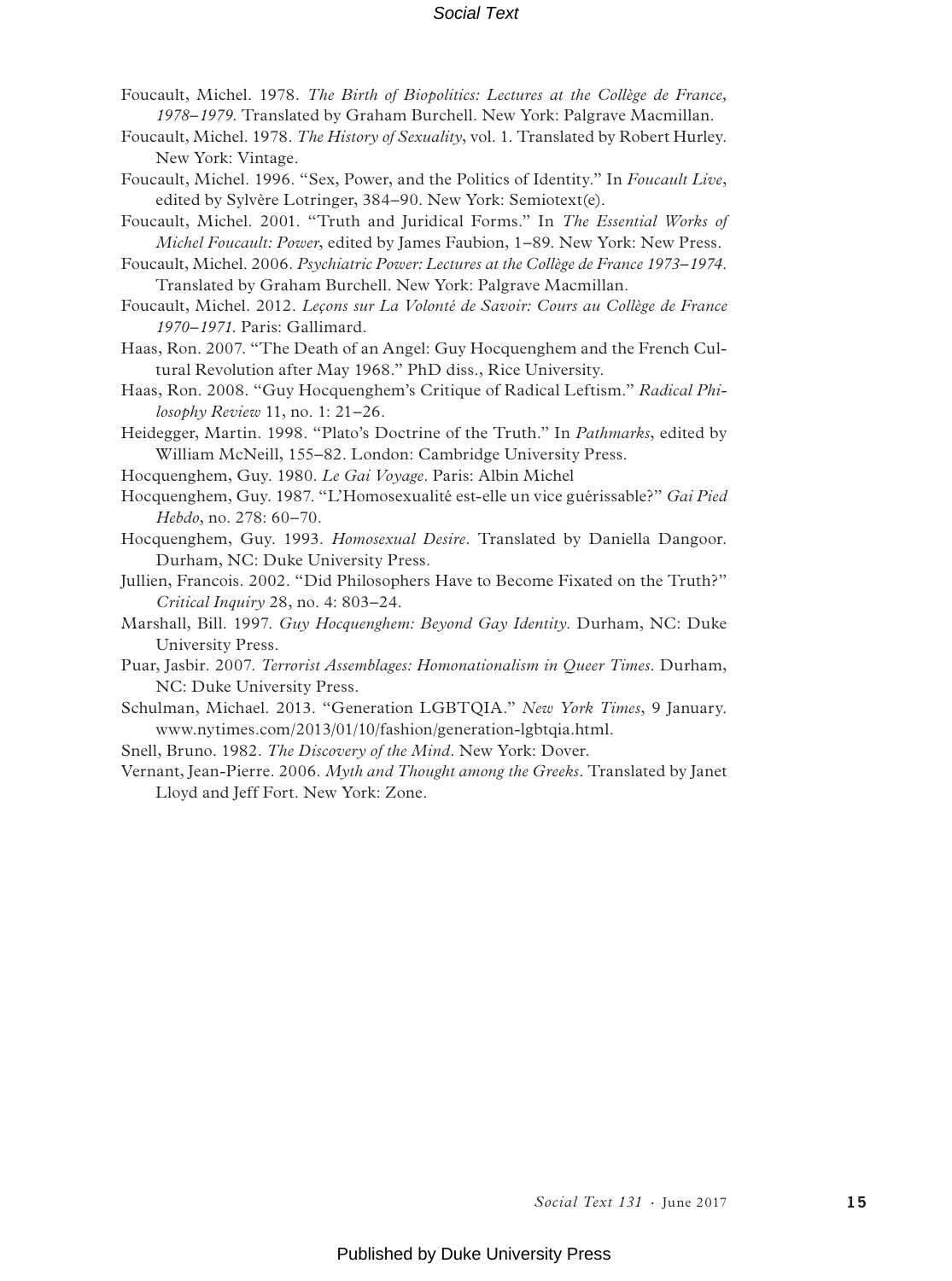Foucault, Michel. 1978. *The Birth of Biopolitics: Lectures at the Collège de France, 1978–1979*. Translated by Graham Burchell. New York: Palgrave Macmillan.

Foucault, Michel. 1978. *The History of Sexuality*, vol. 1. Translated by Robert Hurley. New York: Vintage.

Foucault, Michel. 1996. "Sex, Power, and the Politics of Identity." In *Foucault Live*, edited by Sylvère Lotringer, 384–90. New York: Semiotext(e).

Foucault, Michel. 2001. "Truth and Juridical Forms." In *The Essential Works of Michel Foucault: Power*, edited by James Faubion, 1–89. New York: New Press.

Foucault, Michel. 2006. *Psychiatric Power: Lectures at the Collège de France 1973–1974*. Translated by Graham Burchell. New York: Palgrave Macmillan.

Foucault, Michel. 2012. *Leçons sur La Volonté de Savoir: Cours au Collège de France 1970–1971*. Paris: Gallimard.

Haas, Ron. 2007. "The Death of an Angel: Guy Hocquenghem and the French Cultural Revolution after May 1968." PhD diss., Rice University.

Haas, Ron. 2008. "Guy Hocquenghem's Critique of Radical Leftism." *Radical Philosophy Review* 11, no. 1: 21–26.

Heidegger, Martin. 1998. "Plato's Doctrine of the Truth." In *Pathmarks*, edited by William McNeill, 155–82. London: Cambridge University Press.

Hocquenghem, Guy. 1980. *Le Gai Voyage*. Paris: Albin Michel

Hocquenghem, Guy. 1987. "L'Homosexualité est-elle un vice guérissable?" *Gai Pied Hebdo*, no. 278: 60–70.

Hocquenghem, Guy. 1993. *Homosexual Desire*. Translated by Daniella Dangoor. Durham, NC: Duke University Press.

Jullien, Francois. 2002. "Did Philosophers Have to Become Fixated on the Truth?" *Critical Inquiry* 28, no. 4: 803–24.

Marshall, Bill. 1997. *Guy Hocquenghem: Beyond Gay Identity*. Durham, NC: Duke University Press.

Puar, Jasbir. 2007. *Terrorist Assemblages: Homonationalism in Queer Times*. Durham, NC: Duke University Press.

Schulman, Michael. 2013. "Generation LGBTQIA." *New York Times*, 9 January. www.nytimes.com/2013/01/10/fashion/generation-lgbtqia.html.

Snell, Bruno. 1982. *The Discovery of the Mind*. New York: Dover.

Vernant, Jean-Pierre. 2006. *Myth and Thought among the Greeks*. Translated by Janet Lloyd and Jeff Fort. New York: Zone.